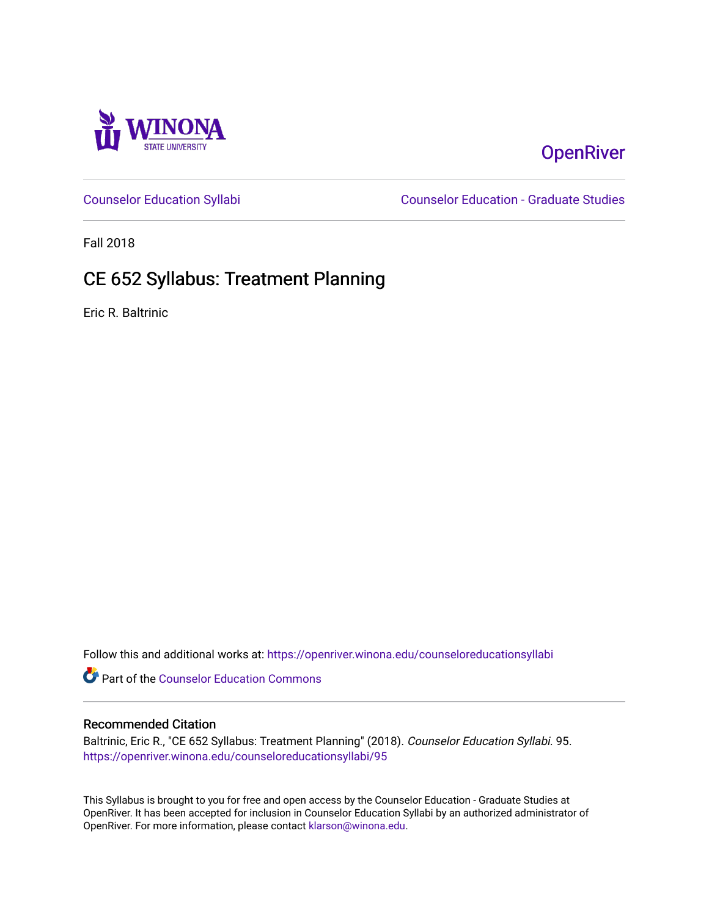Winona State University

OpenRiver

Counselor Education Syllabi

Counselor Education - Graduate Studies

Fall 2018

# CE 652 Syllabus: Treatment Planning

Eric R. Baltrinic

Follow this and additional works at: https://openriver.winona.edu/counseloreducationsyllabi

Part of the Counselor Education Commons

## Recommended Citation

Baltrinic, Eric R., "CE 652 Syllabus: Treatment Planning" (2018). *Counselor Education Syllabi*. 95.
https://openriver.winona.edu/counseloreducationsyllabi/95

This Syllabus is brought to you for free and open access by the Counselor Education - Graduate Studies at OpenRiver. It has been accepted for inclusion in Counselor Education Syllabi by an authorized administrator of OpenRiver. For more information, please contact klarson@winona.edu.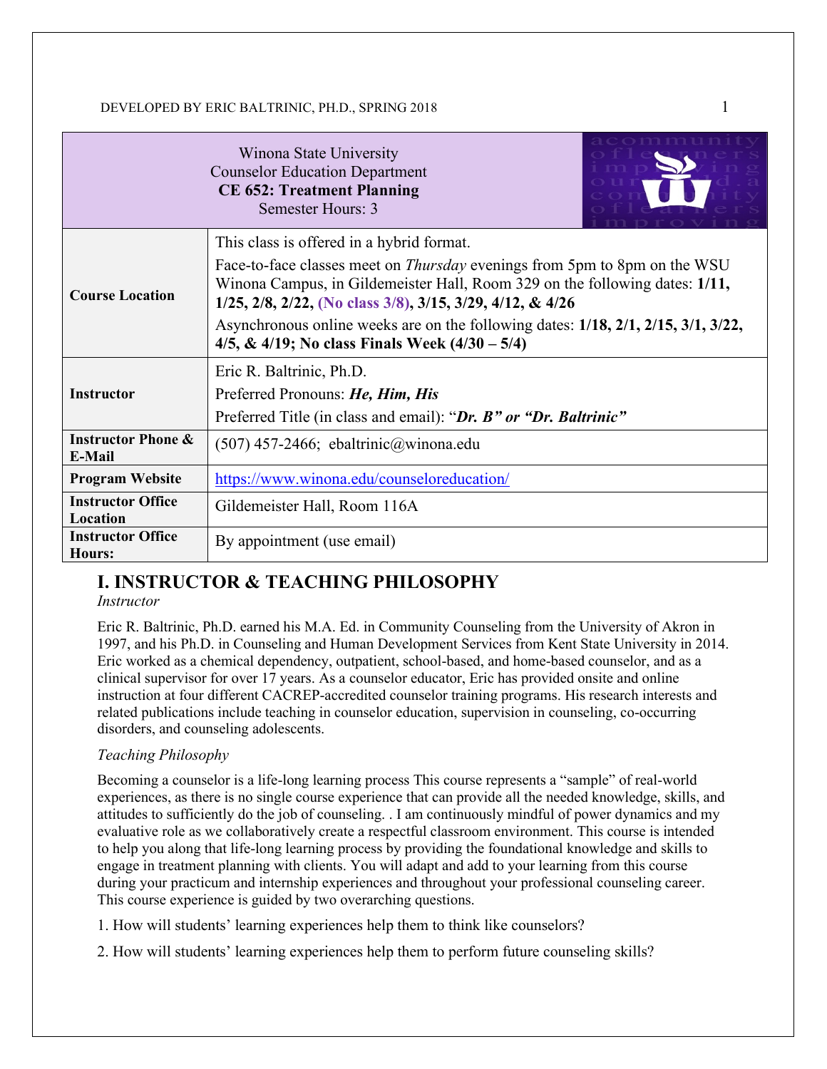| Winona State University<br>Counselor Education Department<br>**CE 652: Treatment Planning**<br>Semester Hours: 3 | |
|---|---|
| **Course Location** | This class is offered in a hybrid format.<br>Face-to-face classes meet on *Thursday* evenings from 5pm to 8pm on the WSU Winona Campus, in Gildemeister Hall, Room 329 on the following dates: **1/11, 1/25, 2/8, 2/22, (No class 3/8), 3/15, 3/29, 4/12, & 4/26**<br>Asynchronous online weeks are on the following dates: **1/18, 2/1, 2/15, 3/1, 3/22, 4/5, & 4/19; No class Finals Week (4/30 – 5/4)** |
| **Instructor** | Eric R. Baltrinic, Ph.D.<br>Preferred Pronouns: ***He, Him, His***<br>Preferred Title (in class and email): "***Dr. B" or "Dr. Baltrinic"*** |
| **Instructor Phone & E-Mail** | (507) 457-2466; ebaltrinic@winona.edu |
| **Program Website** | https://www.winona.edu/counseloreducation/ |
| **Instructor Office Location** | Gildemeister Hall, Room 116A |
| **Instructor Office Hours:** | By appointment (use email) |

## I. INSTRUCTOR & TEACHING PHILOSOPHY

*Instructor*

Eric R. Baltrinic, Ph.D. earned his M.A. Ed. in Community Counseling from the University of Akron in 1997, and his Ph.D. in Counseling and Human Development Services from Kent State University in 2014. Eric worked as a chemical dependency, outpatient, school-based, and home-based counselor, and as a clinical supervisor for over 17 years. As a counselor educator, Eric has provided onsite and online instruction at four different CACREP-accredited counselor training programs. His research interests and related publications include teaching in counselor education, supervision in counseling, co-occurring disorders, and counseling adolescents.

*Teaching Philosophy*

Becoming a counselor is a life-long learning process This course represents a "sample" of real-world experiences, as there is no single course experience that can provide all the needed knowledge, skills, and attitudes to sufficiently do the job of counseling. . I am continuously mindful of power dynamics and my evaluative role as we collaboratively create a respectful classroom environment. This course is intended to help you along that life-long learning process by providing the foundational knowledge and skills to engage in treatment planning with clients. You will adapt and add to your learning from this course during your practicum and internship experiences and throughout your professional counseling career. This course experience is guided by two overarching questions.

1. How will students' learning experiences help them to think like counselors?

2. How will students' learning experiences help them to perform future counseling skills?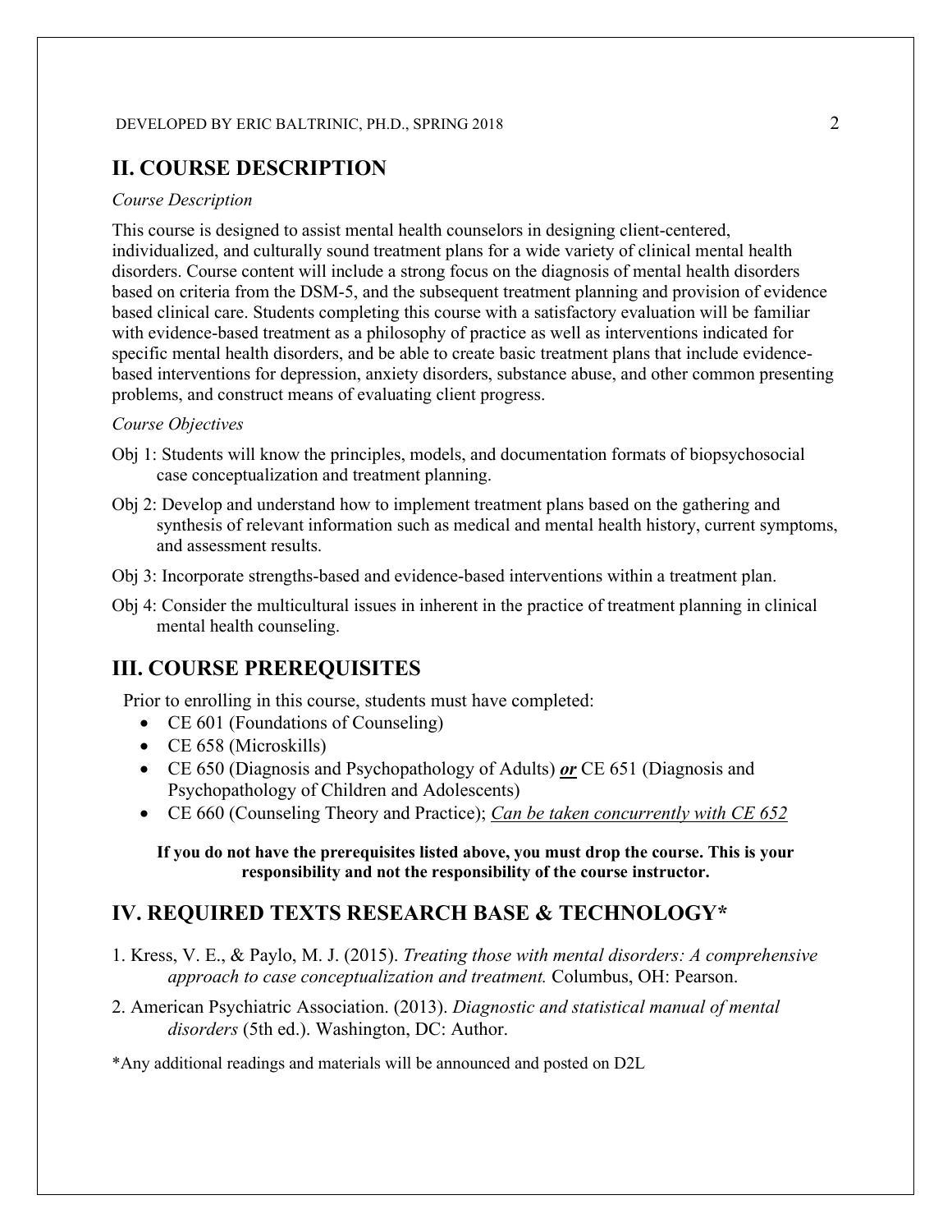## II. COURSE DESCRIPTION

*Course Description*

This course is designed to assist mental health counselors in designing client-centered, individualized, and culturally sound treatment plans for a wide variety of clinical mental health disorders. Course content will include a strong focus on the diagnosis of mental health disorders based on criteria from the DSM-5, and the subsequent treatment planning and provision of evidence based clinical care. Students completing this course with a satisfactory evaluation will be familiar with evidence-based treatment as a philosophy of practice as well as interventions indicated for specific mental health disorders, and be able to create basic treatment plans that include evidence-based interventions for depression, anxiety disorders, substance abuse, and other common presenting problems, and construct means of evaluating client progress.

*Course Objectives*

Obj 1: Students will know the principles, models, and documentation formats of biopsychosocial case conceptualization and treatment planning.

Obj 2: Develop and understand how to implement treatment plans based on the gathering and synthesis of relevant information such as medical and mental health history, current symptoms, and assessment results.

Obj 3: Incorporate strengths-based and evidence-based interventions within a treatment plan.

Obj 4: Consider the multicultural issues in inherent in the practice of treatment planning in clinical mental health counseling.

## III. COURSE PREREQUISITES

Prior to enrolling in this course, students must have completed:

- CE 601 (Foundations of Counseling)
- CE 658 (Microskills)
- CE 650 (Diagnosis and Psychopathology of Adults) ***or*** CE 651 (Diagnosis and Psychopathology of Children and Adolescents)
- CE 660 (Counseling Theory and Practice); *Can be taken concurrently with CE 652*

**If you do not have the prerequisites listed above, you must drop the course. This is your responsibility and not the responsibility of the course instructor.**

## IV. REQUIRED TEXTS RESEARCH BASE & TECHNOLOGY*

1. Kress, V. E., & Paylo, M. J. (2015). *Treating those with mental disorders: A comprehensive approach to case conceptualization and treatment.* Columbus, OH: Pearson.

2. American Psychiatric Association. (2013). *Diagnostic and statistical manual of mental disorders* (5th ed.). Washington, DC: Author.

*Any additional readings and materials will be announced and posted on D2L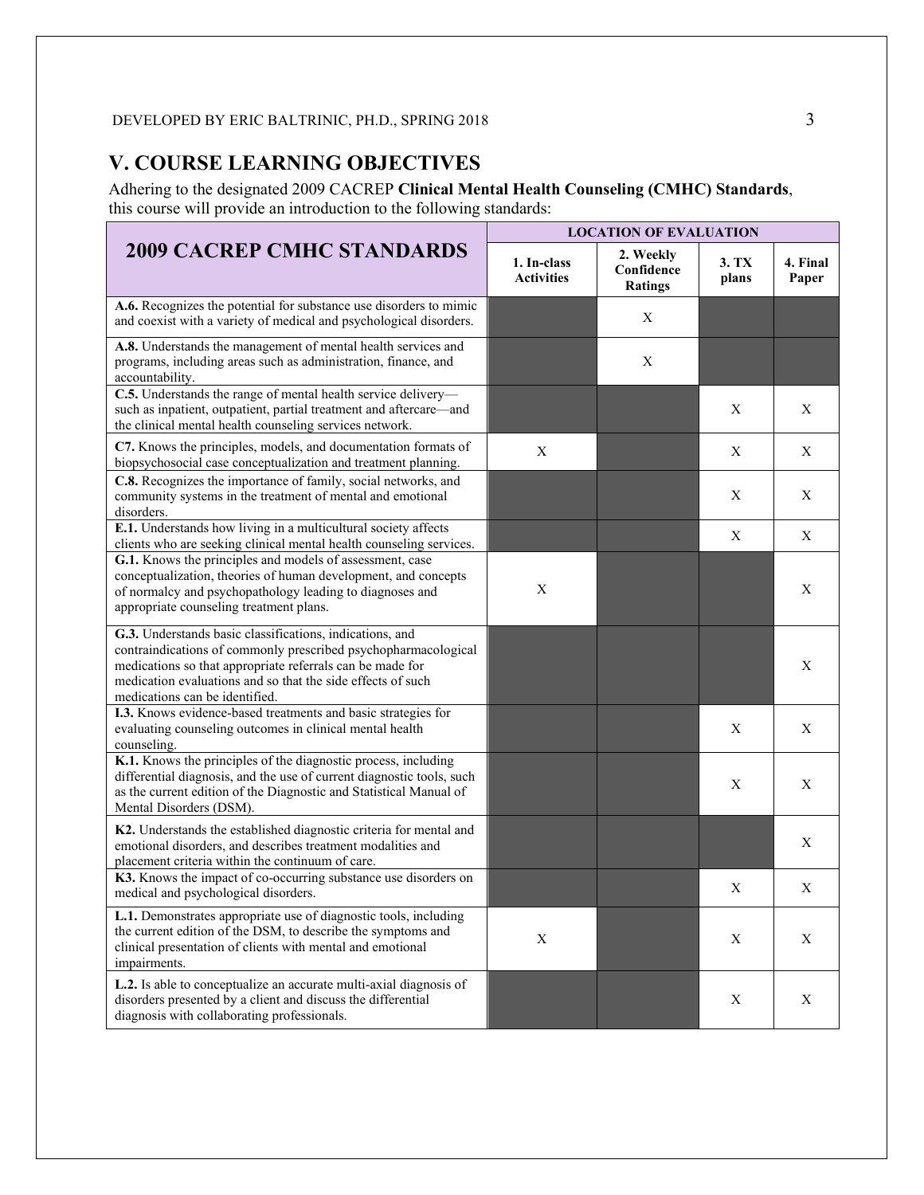## V. COURSE LEARNING OBJECTIVES

Adhering to the designated 2009 CACREP **Clinical Mental Health Counseling (CMHC) Standards**, this course will provide an introduction to the following standards:

| 2009 CACREP CMHC STANDARDS | LOCATION OF EVALUATION | | | |
|---|---|---|---|---|
| | 1. In-class Activities | 2. Weekly Confidence Ratings | 3. TX plans | 4. Final Paper |
| **A.6.** Recognizes the potential for substance use disorders to mimic and coexist with a variety of medical and psychological disorders. | | X | | |
| **A.8.** Understands the management of mental health services and programs, including areas such as administration, finance, and accountability. | | X | | |
| **C.5.** Understands the range of mental health service delivery—such as inpatient, outpatient, partial treatment and aftercare—and the clinical mental health counseling services network. | | | X | X |
| **C7.** Knows the principles, models, and documentation formats of biopsychosocial case conceptualization and treatment planning. | X | | X | X |
| **C.8.** Recognizes the importance of family, social networks, and community systems in the treatment of mental and emotional disorders. | | | X | X |
| **E.1.** Understands how living in a multicultural society affects clients who are seeking clinical mental health counseling services. | | | X | X |
| **G.1.** Knows the principles and models of assessment, case conceptualization, theories of human development, and concepts of normalcy and psychopathology leading to diagnoses and appropriate counseling treatment plans. | X | | | X |
| **G.3.** Understands basic classifications, indications, and contraindications of commonly prescribed psychopharmacological medications so that appropriate referrals can be made for medication evaluations and so that the side effects of such medications can be identified. | | | | X |
| **I.3.** Knows evidence-based treatments and basic strategies for evaluating counseling outcomes in clinical mental health counseling. | | | X | X |
| **K.1.** Knows the principles of the diagnostic process, including differential diagnosis, and the use of current diagnostic tools, such as the current edition of the Diagnostic and Statistical Manual of Mental Disorders (DSM). | | | X | X |
| **K2.** Understands the established diagnostic criteria for mental and emotional disorders, and describes treatment modalities and placement criteria within the continuum of care. | | | | X |
| **K3.** Knows the impact of co-occurring substance use disorders on medical and psychological disorders. | | | X | X |
| **L.1.** Demonstrates appropriate use of diagnostic tools, including the current edition of the DSM, to describe the symptoms and clinical presentation of clients with mental and emotional impairments. | X | | X | X |
| **L.2.** Is able to conceptualize an accurate multi-axial diagnosis of disorders presented by a client and discuss the differential diagnosis with collaborating professionals. | | | X | X |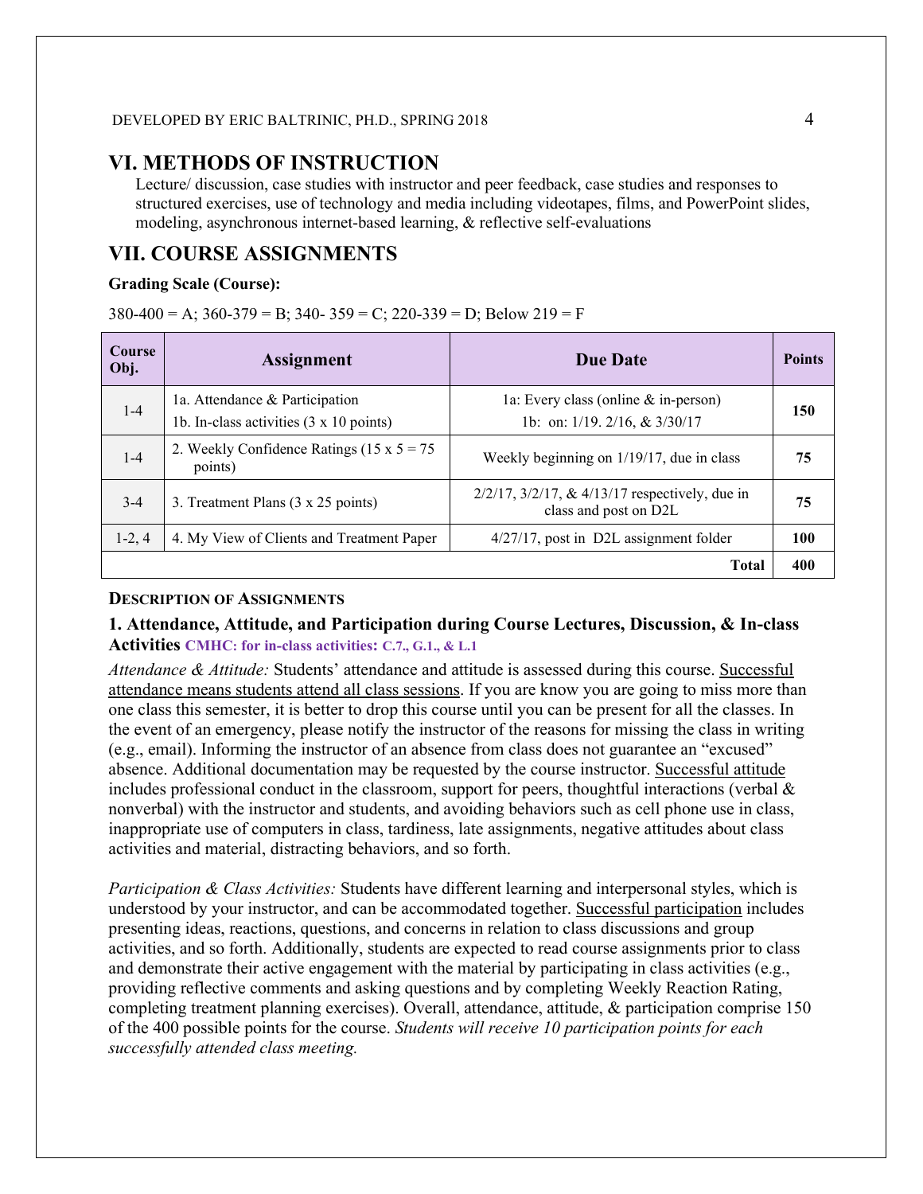## VI. METHODS OF INSTRUCTION

Lecture/ discussion, case studies with instructor and peer feedback, case studies and responses to structured exercises, use of technology and media including videotapes, films, and PowerPoint slides, modeling, asynchronous internet-based learning, & reflective self-evaluations

## VII. COURSE ASSIGNMENTS

**Grading Scale (Course):**

380-400 = A; 360-379 = B; 340- 359 = C; 220-339 = D; Below 219 = F

| Course Obj. | Assignment | Due Date | Points |
|---|---|---|---|
| 1-4 | 1a. Attendance & Participation<br>1b. In-class activities (3 x 10 points) | 1a: Every class (online & in-person)<br>1b: on: 1/19. 2/16, & 3/30/17 | **150** |
| 1-4 | 2. Weekly Confidence Ratings (15 x 5 = 75 points) | Weekly beginning on 1/19/17, due in class | **75** |
| 3-4 | 3. Treatment Plans (3 x 25 points) | 2/2/17, 3/2/17, & 4/13/17 respectively, due in class and post on D2L | **75** |
| 1-2, 4 | 4. My View of Clients and Treatment Paper | 4/27/17, post in D2L assignment folder | **100** |
| | | **Total** | **400** |

**DESCRIPTION OF ASSIGNMENTS**

### 1. Attendance, Attitude, and Participation during Course Lectures, Discussion, & In-class Activities CMHC: for in-class activities: C.7., G.1., & L.1

*Attendance & Attitude:* Students' attendance and attitude is assessed during this course. Successful attendance means students attend all class sessions. If you are know you are going to miss more than one class this semester, it is better to drop this course until you can be present for all the classes. In the event of an emergency, please notify the instructor of the reasons for missing the class in writing (e.g., email). Informing the instructor of an absence from class does not guarantee an "excused" absence. Additional documentation may be requested by the course instructor. Successful attitude includes professional conduct in the classroom, support for peers, thoughtful interactions (verbal & nonverbal) with the instructor and students, and avoiding behaviors such as cell phone use in class, inappropriate use of computers in class, tardiness, late assignments, negative attitudes about class activities and material, distracting behaviors, and so forth.

*Participation & Class Activities:* Students have different learning and interpersonal styles, which is understood by your instructor, and can be accommodated together. Successful participation includes presenting ideas, reactions, questions, and concerns in relation to class discussions and group activities, and so forth. Additionally, students are expected to read course assignments prior to class and demonstrate their active engagement with the material by participating in class activities (e.g., providing reflective comments and asking questions and by completing Weekly Reaction Rating, completing treatment planning exercises). Overall, attendance, attitude, & participation comprise 150 of the 400 possible points for the course. *Students will receive 10 participation points for each successfully attended class meeting.*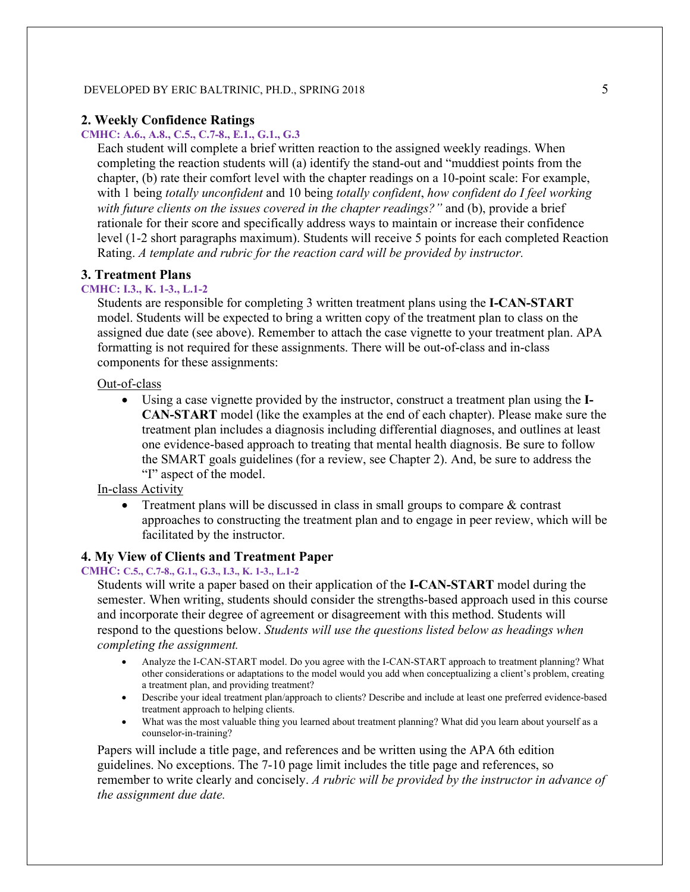### 2. Weekly Confidence Ratings

**CMHC: A.6., A.8., C.5., C.7-8., E.1., G.1., G.3**

Each student will complete a brief written reaction to the assigned weekly readings. When completing the reaction students will (a) identify the stand-out and "muddiest points from the chapter, (b) rate their comfort level with the chapter readings on a 10-point scale: For example, with 1 being *totally unconfident* and 10 being *totally confident*, *how confident do I feel working with future clients on the issues covered in the chapter readings?"* and (b), provide a brief rationale for their score and specifically address ways to maintain or increase their confidence level (1-2 short paragraphs maximum). Students will receive 5 points for each completed Reaction Rating. *A template and rubric for the reaction card will be provided by instructor.*

### 3. Treatment Plans

**CMHC: I.3., K. 1-3., L.1-2**

Students are responsible for completing 3 written treatment plans using the **I-CAN-START** model. Students will be expected to bring a written copy of the treatment plan to class on the assigned due date (see above). Remember to attach the case vignette to your treatment plan. APA formatting is not required for these assignments. There will be out-of-class and in-class components for these assignments:

<u>Out-of-class</u>

- Using a case vignette provided by the instructor, construct a treatment plan using the **I-CAN-START** model (like the examples at the end of each chapter). Please make sure the treatment plan includes a diagnosis including differential diagnoses, and outlines at least one evidence-based approach to treating that mental health diagnosis. Be sure to follow the SMART goals guidelines (for a review, see Chapter 2). And, be sure to address the "I" aspect of the model.

<u>In-class Activity</u>

- Treatment plans will be discussed in class in small groups to compare & contrast approaches to constructing the treatment plan and to engage in peer review, which will be facilitated by the instructor.

### 4. My View of Clients and Treatment Paper

**CMHC: C.5., C.7-8., G.1., G.3., I.3., K. 1-3., L.1-2**

Students will write a paper based on their application of the **I-CAN-START** model during the semester. When writing, students should consider the strengths-based approach used in this course and incorporate their degree of agreement or disagreement with this method. Students will respond to the questions below. *Students will use the questions listed below as headings when completing the assignment.*

- Analyze the I-CAN-START model. Do you agree with the I-CAN-START approach to treatment planning? What other considerations or adaptations to the model would you add when conceptualizing a client's problem, creating a treatment plan, and providing treatment?
- Describe your ideal treatment plan/approach to clients? Describe and include at least one preferred evidence-based treatment approach to helping clients.
- What was the most valuable thing you learned about treatment planning? What did you learn about yourself as a counselor-in-training?

Papers will include a title page, and references and be written using the APA 6th edition guidelines. No exceptions. The 7-10 page limit includes the title page and references, so remember to write clearly and concisely. *A rubric will be provided by the instructor in advance of the assignment due date.*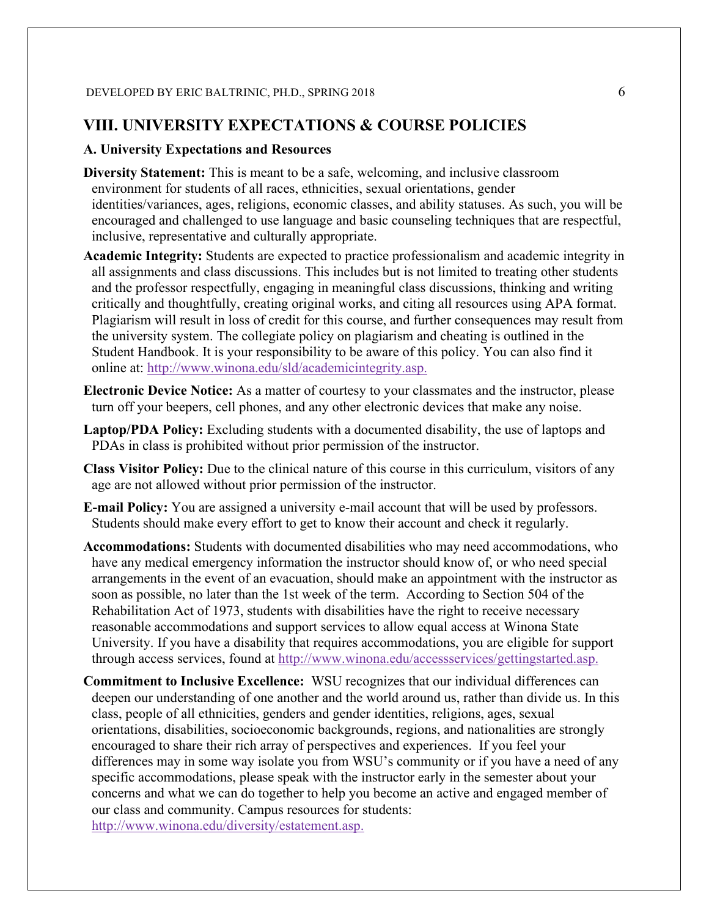## VIII. UNIVERSITY EXPECTATIONS & COURSE POLICIES

### A. University Expectations and Resources

**Diversity Statement:** This is meant to be a safe, welcoming, and inclusive classroom environment for students of all races, ethnicities, sexual orientations, gender identities/variances, ages, religions, economic classes, and ability statuses. As such, you will be encouraged and challenged to use language and basic counseling techniques that are respectful, inclusive, representative and culturally appropriate.

**Academic Integrity:** Students are expected to practice professionalism and academic integrity in all assignments and class discussions. This includes but is not limited to treating other students and the professor respectfully, engaging in meaningful class discussions, thinking and writing critically and thoughtfully, creating original works, and citing all resources using APA format. Plagiarism will result in loss of credit for this course, and further consequences may result from the university system. The collegiate policy on plagiarism and cheating is outlined in the Student Handbook. It is your responsibility to be aware of this policy. You can also find it online at: http://www.winona.edu/sld/academicintegrity.asp.

**Electronic Device Notice:** As a matter of courtesy to your classmates and the instructor, please turn off your beepers, cell phones, and any other electronic devices that make any noise.

**Laptop/PDA Policy:** Excluding students with a documented disability, the use of laptops and PDAs in class is prohibited without prior permission of the instructor.

**Class Visitor Policy:** Due to the clinical nature of this course in this curriculum, visitors of any age are not allowed without prior permission of the instructor.

**E-mail Policy:** You are assigned a university e-mail account that will be used by professors. Students should make every effort to get to know their account and check it regularly.

**Accommodations:** Students with documented disabilities who may need accommodations, who have any medical emergency information the instructor should know of, or who need special arrangements in the event of an evacuation, should make an appointment with the instructor as soon as possible, no later than the 1st week of the term. According to Section 504 of the Rehabilitation Act of 1973, students with disabilities have the right to receive necessary reasonable accommodations and support services to allow equal access at Winona State University. If you have a disability that requires accommodations, you are eligible for support through access services, found at http://www.winona.edu/accessservices/gettingstarted.asp.

**Commitment to Inclusive Excellence:** WSU recognizes that our individual differences can deepen our understanding of one another and the world around us, rather than divide us. In this class, people of all ethnicities, genders and gender identities, religions, ages, sexual orientations, disabilities, socioeconomic backgrounds, regions, and nationalities are strongly encouraged to share their rich array of perspectives and experiences. If you feel your differences may in some way isolate you from WSU's community or if you have a need of any specific accommodations, please speak with the instructor early in the semester about your concerns and what we can do together to help you become an active and engaged member of our class and community. Campus resources for students: http://www.winona.edu/diversity/estatement.asp.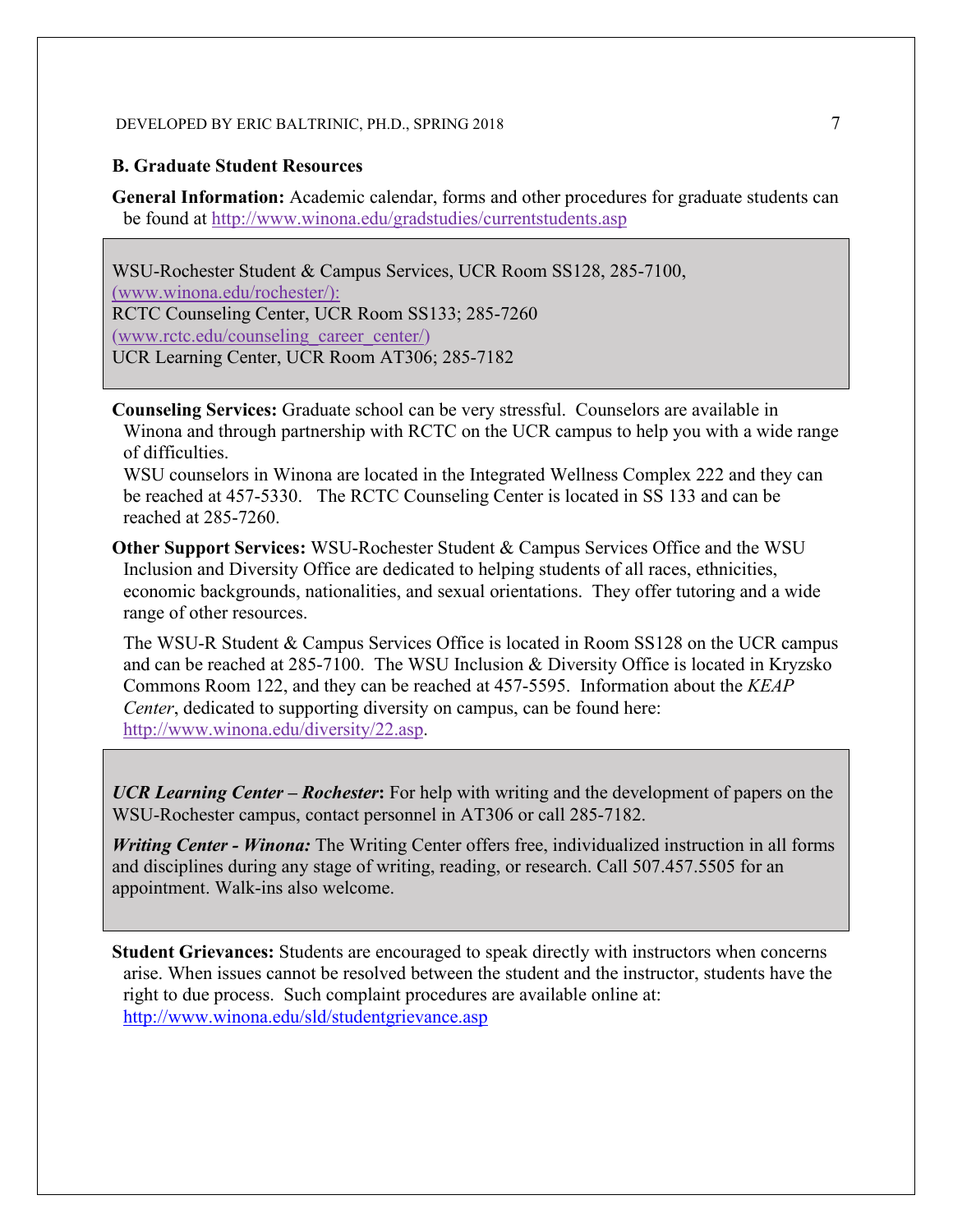## B. Graduate Student Resources

**General Information:** Academic calendar, forms and other procedures for graduate students can be found at http://www.winona.edu/gradstudies/currentstudents.asp

WSU-Rochester Student & Campus Services, UCR Room SS128, 285-7100, (www.winona.edu/rochester/):
RCTC Counseling Center, UCR Room SS133; 285-7260 (www.rctc.edu/counseling_career_center/)
UCR Learning Center, UCR Room AT306; 285-7182

**Counseling Services:** Graduate school can be very stressful. Counselors are available in Winona and through partnership with RCTC on the UCR campus to help you with a wide range of difficulties.
WSU counselors in Winona are located in the Integrated Wellness Complex 222 and they can be reached at 457-5330. The RCTC Counseling Center is located in SS 133 and can be reached at 285-7260.

**Other Support Services:** WSU-Rochester Student & Campus Services Office and the WSU Inclusion and Diversity Office are dedicated to helping students of all races, ethnicities, economic backgrounds, nationalities, and sexual orientations. They offer tutoring and a wide range of other resources.

The WSU-R Student & Campus Services Office is located in Room SS128 on the UCR campus and can be reached at 285-7100. The WSU Inclusion & Diversity Office is located in Kryzsko Commons Room 122, and they can be reached at 457-5595. Information about the *KEAP Center*, dedicated to supporting diversity on campus, can be found here: http://www.winona.edu/diversity/22.asp.

***UCR Learning Center – Rochester*:** For help with writing and the development of papers on the WSU-Rochester campus, contact personnel in AT306 or call 285-7182.

***Writing Center - Winona:*** The Writing Center offers free, individualized instruction in all forms and disciplines during any stage of writing, reading, or research. Call 507.457.5505 for an appointment. Walk-ins also welcome.

**Student Grievances:** Students are encouraged to speak directly with instructors when concerns arise. When issues cannot be resolved between the student and the instructor, students have the right to due process. Such complaint procedures are available online at: http://www.winona.edu/sld/studentgrievance.asp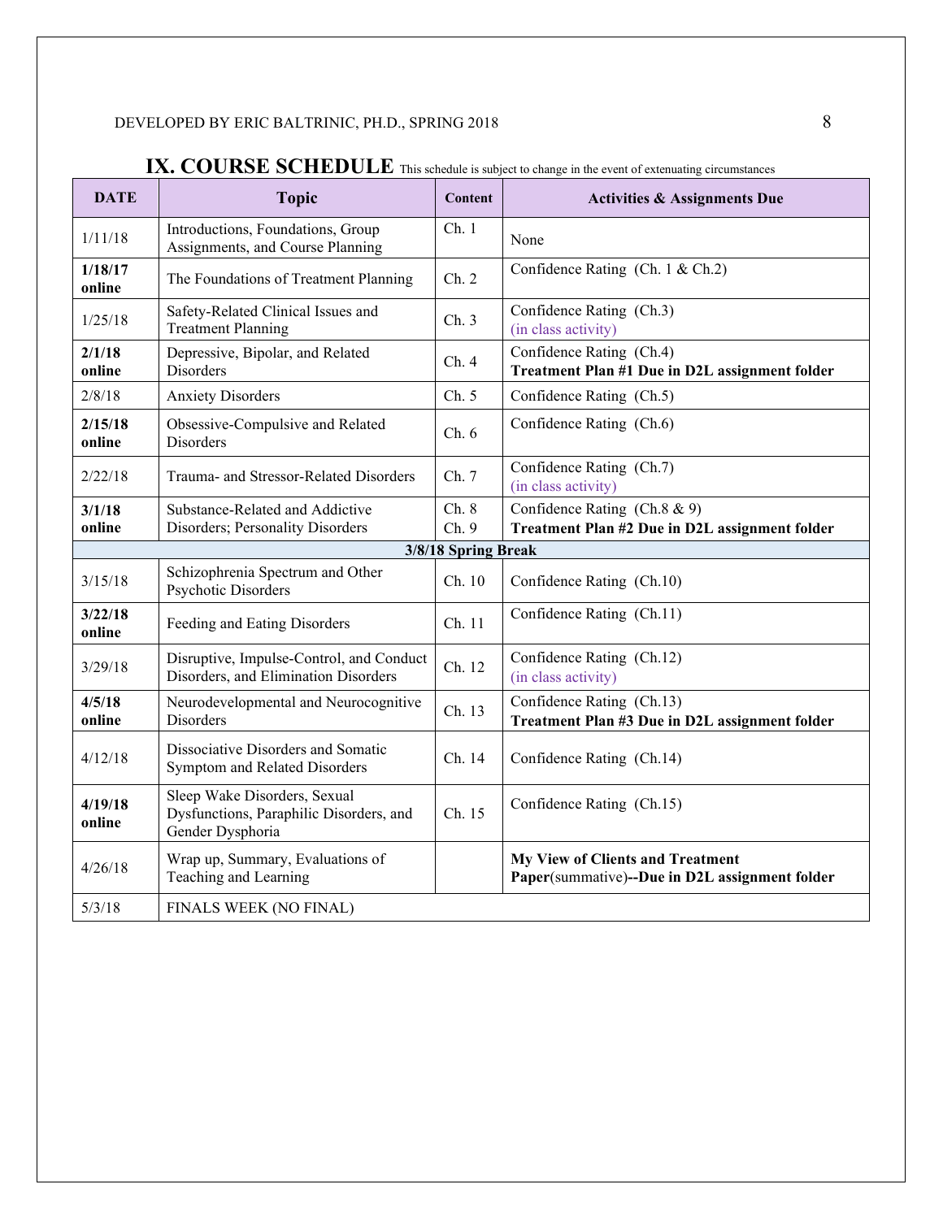## IX. COURSE SCHEDULE

This schedule is subject to change in the event of extenuating circumstances

| DATE | Topic | Content | Activities & Assignments Due |
|---|---|---|---|
| 1/11/18 | Introductions, Foundations, Group Assignments, and Course Planning | Ch. 1 | None |
| **1/18/17 online** | The Foundations of Treatment Planning | Ch. 2 | Confidence Rating (Ch. 1 & Ch.2) |
| 1/25/18 | Safety-Related Clinical Issues and Treatment Planning | Ch. 3 | Confidence Rating (Ch.3) (in class activity) |
| **2/1/18 online** | Depressive, Bipolar, and Related Disorders | Ch. 4 | Confidence Rating (Ch.4) **Treatment Plan #1 Due in D2L assignment folder** |
| 2/8/18 | Anxiety Disorders | Ch. 5 | Confidence Rating (Ch.5) |
| **2/15/18 online** | Obsessive-Compulsive and Related Disorders | Ch. 6 | Confidence Rating (Ch.6) |
| 2/22/18 | Trauma- and Stressor-Related Disorders | Ch. 7 | Confidence Rating (Ch.7) (in class activity) |
| **3/1/18 online** | Substance-Related and Addictive Disorders; Personality Disorders | Ch. 8 Ch. 9 | Confidence Rating (Ch.8 & 9) **Treatment Plan #2 Due in D2L assignment folder** |
| **3/8/18 Spring Break** | | | |
| 3/15/18 | Schizophrenia Spectrum and Other Psychotic Disorders | Ch. 10 | Confidence Rating (Ch.10) |
| **3/22/18 online** | Feeding and Eating Disorders | Ch. 11 | Confidence Rating (Ch.11) |
| 3/29/18 | Disruptive, Impulse-Control, and Conduct Disorders, and Elimination Disorders | Ch. 12 | Confidence Rating (Ch.12) (in class activity) |
| **4/5/18 online** | Neurodevelopmental and Neurocognitive Disorders | Ch. 13 | Confidence Rating (Ch.13) **Treatment Plan #3 Due in D2L assignment folder** |
| 4/12/18 | Dissociative Disorders and Somatic Symptom and Related Disorders | Ch. 14 | Confidence Rating (Ch.14) |
| **4/19/18 online** | Sleep Wake Disorders, Sexual Dysfunctions, Paraphilic Disorders, and Gender Dysphoria | Ch. 15 | Confidence Rating (Ch.15) |
| 4/26/18 | Wrap up, Summary, Evaluations of Teaching and Learning | | **My View of Clients and Treatment Paper**(summative)**--Due in D2L assignment folder** |
| 5/3/18 | FINALS WEEK (NO FINAL) | | |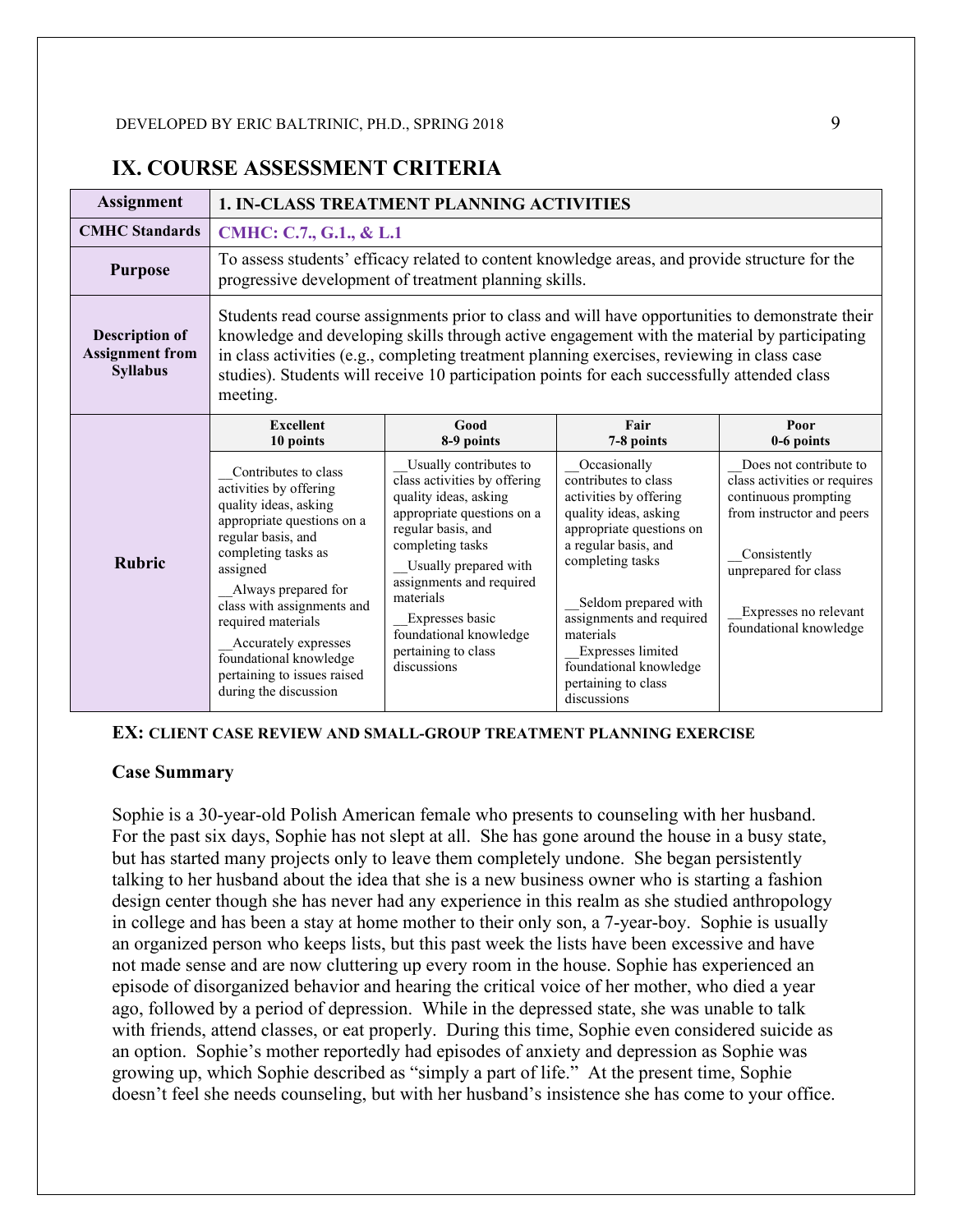## IX. COURSE ASSESSMENT CRITERIA

| Assignment | 1. IN-CLASS TREATMENT PLANNING ACTIVITIES | | | |
|---|---|---|---|---|
| **CMHC Standards** | **CMHC: C.7., G.1., & L.1** | | | |
| **Purpose** | To assess students' efficacy related to content knowledge areas, and provide structure for the progressive development of treatment planning skills. | | | |
| **Description of Assignment from Syllabus** | Students read course assignments prior to class and will have opportunities to demonstrate their knowledge and developing skills through active engagement with the material by participating in class activities (e.g., completing treatment planning exercises, reviewing in class case studies). Students will receive 10 participation points for each successfully attended class meeting. | | | |
| **Rubric** | **Excellent 10 points** | **Good 8-9 points** | **Fair 7-8 points** | **Poor 0-6 points** |
| | __Contributes to class activities by offering quality ideas, asking appropriate questions on a regular basis, and completing tasks as assigned<br>__Always prepared for class with assignments and required materials<br>__Accurately expresses foundational knowledge pertaining to issues raised during the discussion | __Usually contributes to class activities by offering quality ideas, asking appropriate questions on a regular basis, and completing tasks<br>__Usually prepared with assignments and required materials<br>__Expresses basic foundational knowledge pertaining to class discussions | __Occasionally contributes to class activities by offering quality ideas, asking appropriate questions on a regular basis, and completing tasks<br>__Seldom prepared with assignments and required materials<br>__Expresses limited foundational knowledge pertaining to class discussions | __Does not contribute to class activities or requires continuous prompting from instructor and peers<br>__Consistently unprepared for class<br>__Expresses no relevant foundational knowledge |

**EX: CLIENT CASE REVIEW AND SMALL-GROUP TREATMENT PLANNING EXERCISE**

**Case Summary**

Sophie is a 30-year-old Polish American female who presents to counseling with her husband. For the past six days, Sophie has not slept at all. She has gone around the house in a busy state, but has started many projects only to leave them completely undone. She began persistently talking to her husband about the idea that she is a new business owner who is starting a fashion design center though she has never had any experience in this realm as she studied anthropology in college and has been a stay at home mother to their only son, a 7-year-boy. Sophie is usually an organized person who keeps lists, but this past week the lists have been excessive and have not made sense and are now cluttering up every room in the house. Sophie has experienced an episode of disorganized behavior and hearing the critical voice of her mother, who died a year ago, followed by a period of depression. While in the depressed state, she was unable to talk with friends, attend classes, or eat properly. During this time, Sophie even considered suicide as an option. Sophie's mother reportedly had episodes of anxiety and depression as Sophie was growing up, which Sophie described as "simply a part of life." At the present time, Sophie doesn't feel she needs counseling, but with her husband's insistence she has come to your office.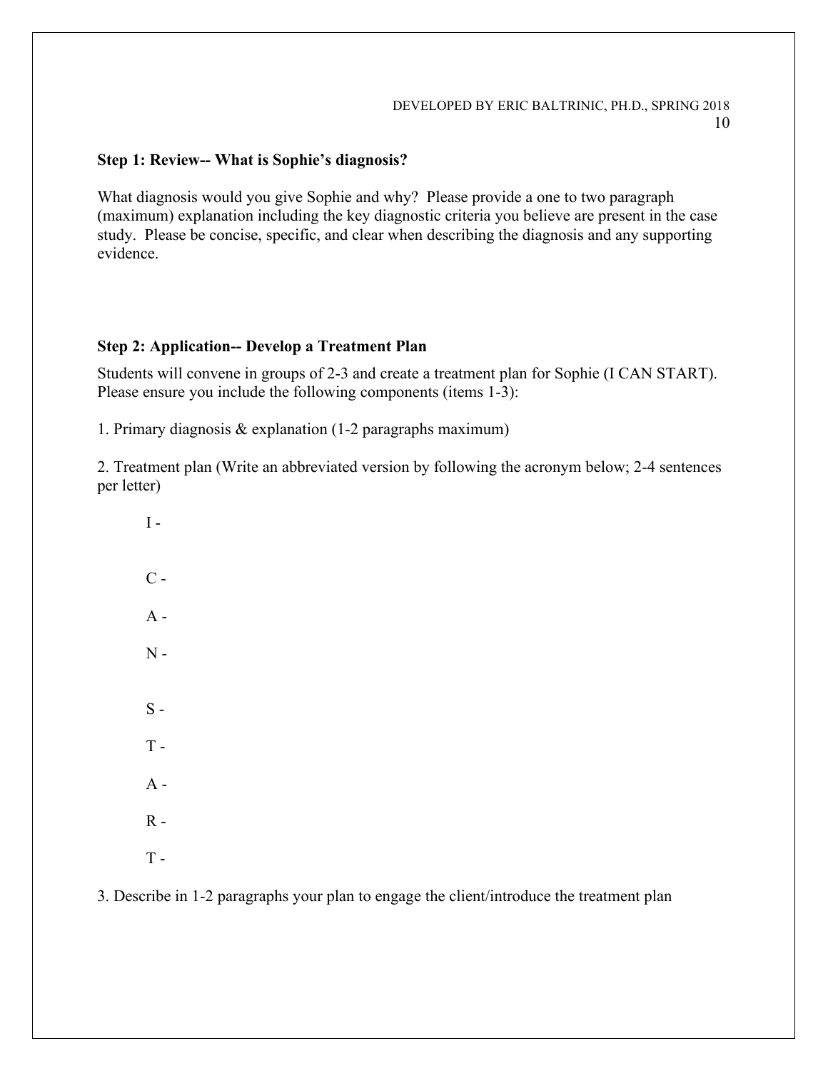**Step 1: Review-- What is Sophie's diagnosis?**

What diagnosis would you give Sophie and why? Please provide a one to two paragraph (maximum) explanation including the key diagnostic criteria you believe are present in the case study. Please be concise, specific, and clear when describing the diagnosis and any supporting evidence.

**Step 2: Application-- Develop a Treatment Plan**

Students will convene in groups of 2-3 and create a treatment plan for Sophie (I CAN START). Please ensure you include the following components (items 1-3):

1. Primary diagnosis & explanation (1-2 paragraphs maximum)

2. Treatment plan (Write an abbreviated version by following the acronym below; 2-4 sentences per letter)

   I -

   C -

   A -

   N -

   S -

   T -

   A -

   R -

   T -

3. Describe in 1-2 paragraphs your plan to engage the client/introduce the treatment plan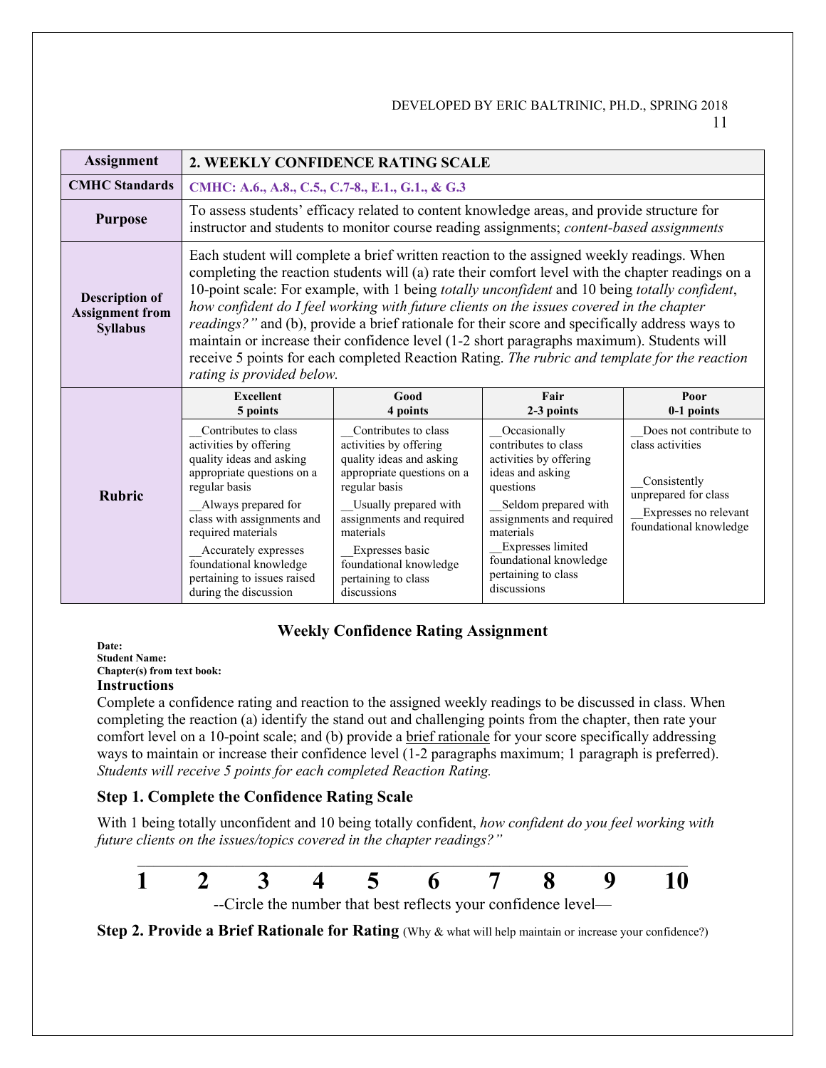| Assignment | 2. WEEKLY CONFIDENCE RATING SCALE | | | |
|---|---|---|---|---|
| CMHC Standards | CMHC: A.6., A.8., C.5., C.7-8., E.1., G.1., & G.3 | | | |
| Purpose | To assess students' efficacy related to content knowledge areas, and provide structure for instructor and students to monitor course reading assignments; *content-based assignments* | | | |
| Description of Assignment from Syllabus | Each student will complete a brief written reaction to the assigned weekly readings. When completing the reaction students will (a) rate their comfort level with the chapter readings on a 10-point scale: For example, with 1 being *totally unconfident* and 10 being *totally confident*, *how confident do I feel working with future clients on the issues covered in the chapter readings?"* and (b), provide a brief rationale for their score and specifically address ways to maintain or increase their confidence level (1-2 short paragraphs maximum). Students will receive 5 points for each completed Reaction Rating. *The rubric and template for the reaction rating is provided below.* | | | |
| Rubric | **Excellent 5 points** | **Good 4 points** | **Fair 2-3 points** | **Poor 0-1 points** |
| | __Contributes to class activities by offering quality ideas and asking appropriate questions on a regular basis<br>__Always prepared for class with assignments and required materials<br>__Accurately expresses foundational knowledge pertaining to issues raised during the discussion | __Contributes to class activities by offering quality ideas and asking appropriate questions on a regular basis<br>__Usually prepared with assignments and required materials<br>__Expresses basic foundational knowledge pertaining to class discussions | __Occasionally contributes to class activities by offering ideas and asking questions<br>__Seldom prepared with assignments and required materials<br>__Expresses limited foundational knowledge pertaining to class discussions | __Does not contribute to class activities<br>__Consistently unprepared for class<br>__Expresses no relevant foundational knowledge |

## Weekly Confidence Rating Assignment

**Date:**
**Student Name:**
**Chapter(s) from text book:**

**Instructions**

Complete a confidence rating and reaction to the assigned weekly readings to be discussed in class. When completing the reaction (a) identify the stand out and challenging points from the chapter, then rate your comfort level on a 10-point scale; and (b) provide a brief rationale for your score specifically addressing ways to maintain or increase their confidence level (1-2 paragraphs maximum; 1 paragraph is preferred). *Students will receive 5 points for each completed Reaction Rating.*

### Step 1. Complete the Confidence Rating Scale

With 1 being totally unconfident and 10 being totally confident, *how confident do you feel working with future clients on the issues/topics covered in the chapter readings?"*

**1 2 3 4 5 6 7 8 9 10**

--Circle the number that best reflects your confidence level—

**Step 2. Provide a Brief Rationale for Rating** (Why & what will help maintain or increase your confidence?)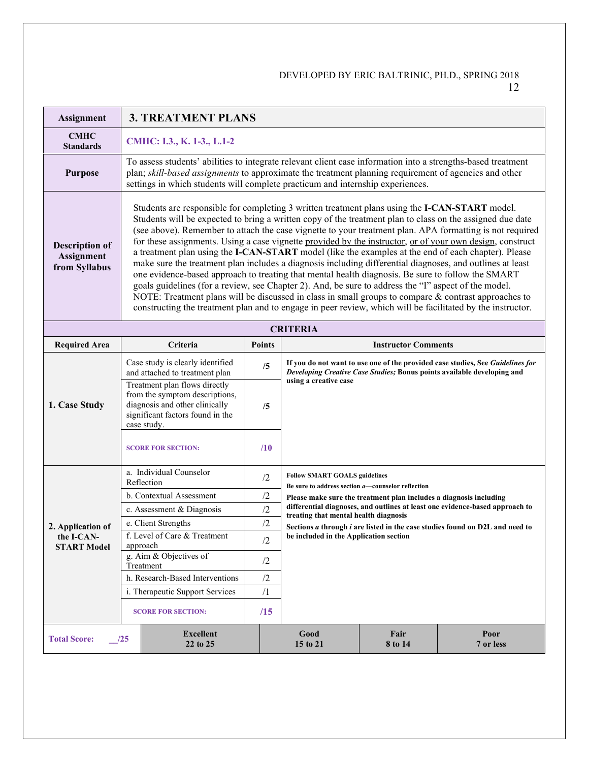| Assignment | **3. TREATMENT PLANS** | | |
|---|---|---|---|
| **CMHC Standards** | **CMHC: I.3., K. 1-3., L.1-2** | | |
| **Purpose** | To assess students' abilities to integrate relevant client case information into a strengths-based treatment plan; *skill-based assignments* to approximate the treatment planning requirement of agencies and other settings in which students will complete practicum and internship experiences. | | |
| **Description of Assignment from Syllabus** | Students are responsible for completing 3 written treatment plans using the **I-CAN-START** model. Students will be expected to bring a written copy of the treatment plan to class on the assigned due date (see above). Remember to attach the case vignette to your treatment plan. APA formatting is not required for these assignments. Using a case vignette provided by the instructor, or of your own design, construct a treatment plan using the **I-CAN-START** model (like the examples at the end of each chapter). Please make sure the treatment plan includes a diagnosis including differential diagnoses, and outlines at least one evidence-based approach to treating that mental health diagnosis. Be sure to follow the SMART goals guidelines (for a review, see Chapter 2). And, be sure to address the "I" aspect of the model. NOTE: Treatment plans will be discussed in class in small groups to compare & contrast approaches to constructing the treatment plan and to engage in peer review, which will be facilitated by the instructor. | | |

**CRITERIA**

| Required Area | Criteria | Points | Instructor Comments |
|---|---|---|---|
| **1. Case Study** | Case study is clearly identified and attached to treatment plan | **/5** | **If you do not want to use one of the provided case studies, See *Guidelines for Developing Creative Case Studies;* Bonus points available developing and using a creative case** |
| | Treatment plan flows directly from the symptom descriptions, diagnosis and other clinically significant factors found in the case study. | **/5** | |
| | **SCORE FOR SECTION:** | **/10** | |
| **2. Application of the I-CAN-START Model** | a. Individual Counselor Reflection | /2 | **Follow SMART GOALS guidelines**<br>**Be sure to address section *a*—counselor reflection**<br>**Please make sure the treatment plan includes a diagnosis including differential diagnoses, and outlines at least one evidence-based approach to treating that mental health diagnosis**<br>**Sections *a* through *i* are listed in the case studies found on D2L and need to be included in the Application section** |
| | b. Contextual Assessment | /2 | |
| | c. Assessment & Diagnosis | /2 | |
| | e. Client Strengths | /2 | |
| | f. Level of Care & Treatment approach | /2 | |
| | g. Aim & Objectives of Treatment | /2 | |
| | h. Research-Based Interventions | /2 | |
| | i. Therapeutic Support Services | /1 | |
| | **SCORE FOR SECTION:** | **/15** | |

| **Total Score: __/25** | **Excellent 22 to 25** | **Good 15 to 21** | **Fair 8 to 14** | **Poor 7 or less** |
|---|---|---|---|---|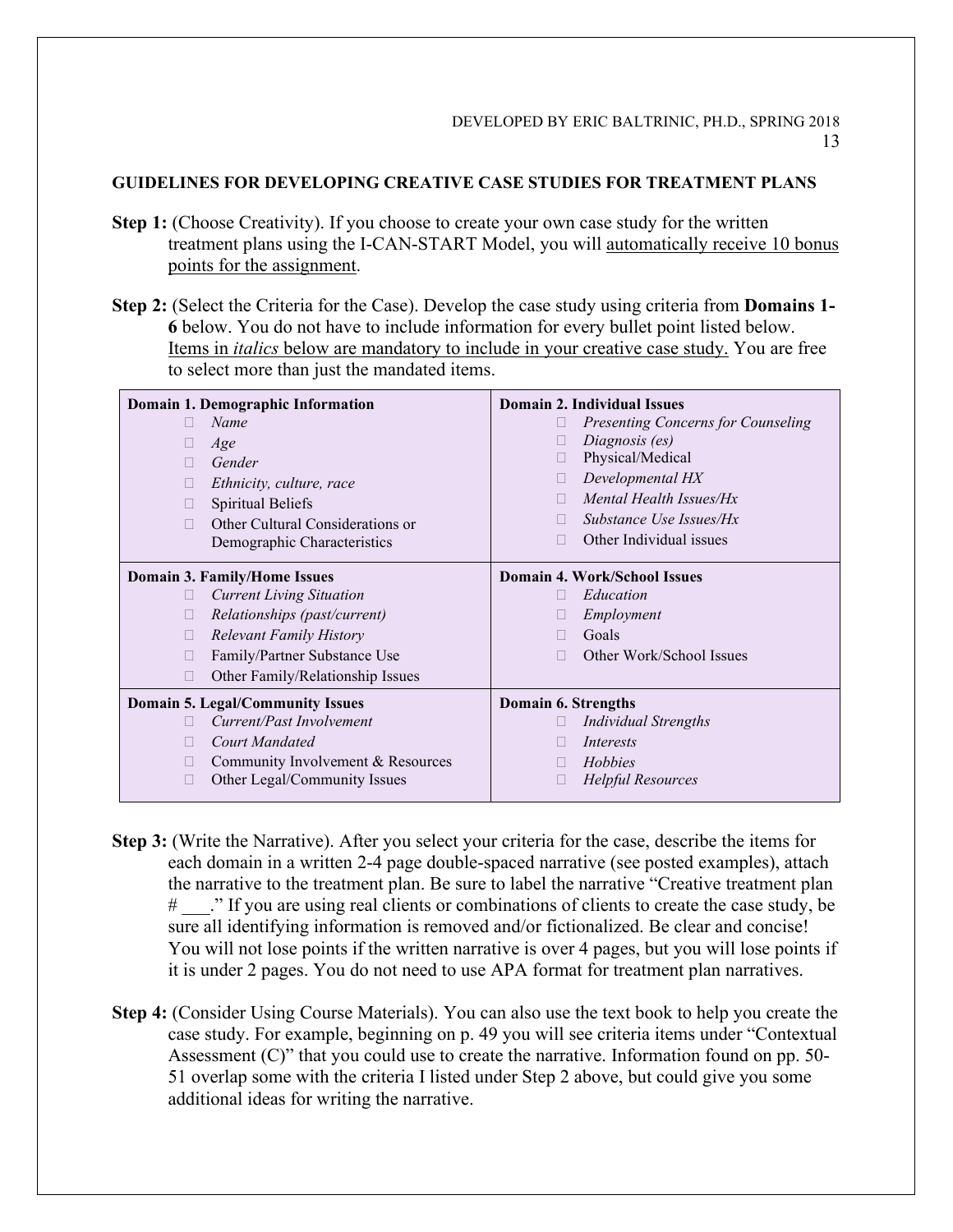## GUIDELINES FOR DEVELOPING CREATIVE CASE STUDIES FOR TREATMENT PLANS

**Step 1:** (Choose Creativity). If you choose to create your own case study for the written treatment plans using the I-CAN-START Model, you will automatically receive 10 bonus points for the assignment.

**Step 2:** (Select the Criteria for the Case). Develop the case study using criteria from **Domains 1-6** below. You do not have to include information for every bullet point listed below. Items in *italics* below are mandatory to include in your creative case study. You are free to select more than just the mandated items.

| **Domain 1. Demographic Information** | **Domain 2. Individual Issues** |
|---|---|
| ☐ *Name*<br>☐ *Age*<br>☐ *Gender*<br>☐ *Ethnicity, culture, race*<br>☐ Spiritual Beliefs<br>☐ Other Cultural Considerations or Demographic Characteristics | ☐ *Presenting Concerns for Counseling*<br>☐ *Diagnosis (es)*<br>☐ Physical/Medical<br>☐ *Developmental HX*<br>☐ *Mental Health Issues/Hx*<br>☐ *Substance Use Issues/Hx*<br>☐ Other Individual issues |
| **Domain 3. Family/Home Issues** | **Domain 4. Work/School Issues** |
| ☐ *Current Living Situation*<br>☐ *Relationships (past/current)*<br>☐ *Relevant Family History*<br>☐ Family/Partner Substance Use<br>☐ Other Family/Relationship Issues | ☐ *Education*<br>☐ *Employment*<br>☐ Goals<br>☐ Other Work/School Issues |
| **Domain 5. Legal/Community Issues** | **Domain 6. Strengths** |
| ☐ *Current/Past Involvement*<br>☐ *Court Mandated*<br>☐ Community Involvement & Resources<br>☐ Other Legal/Community Issues | ☐ *Individual Strengths*<br>☐ *Interests*<br>☐ *Hobbies*<br>☐ *Helpful Resources* |

**Step 3:** (Write the Narrative). After you select your criteria for the case, describe the items for each domain in a written 2-4 page double-spaced narrative (see posted examples), attach the narrative to the treatment plan. Be sure to label the narrative "Creative treatment plan # \_\_\_." If you are using real clients or combinations of clients to create the case study, be sure all identifying information is removed and/or fictionalized. Be clear and concise! You will not lose points if the written narrative is over 4 pages, but you will lose points if it is under 2 pages. You do not need to use APA format for treatment plan narratives.

**Step 4:** (Consider Using Course Materials). You can also use the text book to help you create the case study. For example, beginning on p. 49 you will see criteria items under "Contextual Assessment (C)" that you could use to create the narrative. Information found on pp. 50-51 overlap some with the criteria I listed under Step 2 above, but could give you some additional ideas for writing the narrative.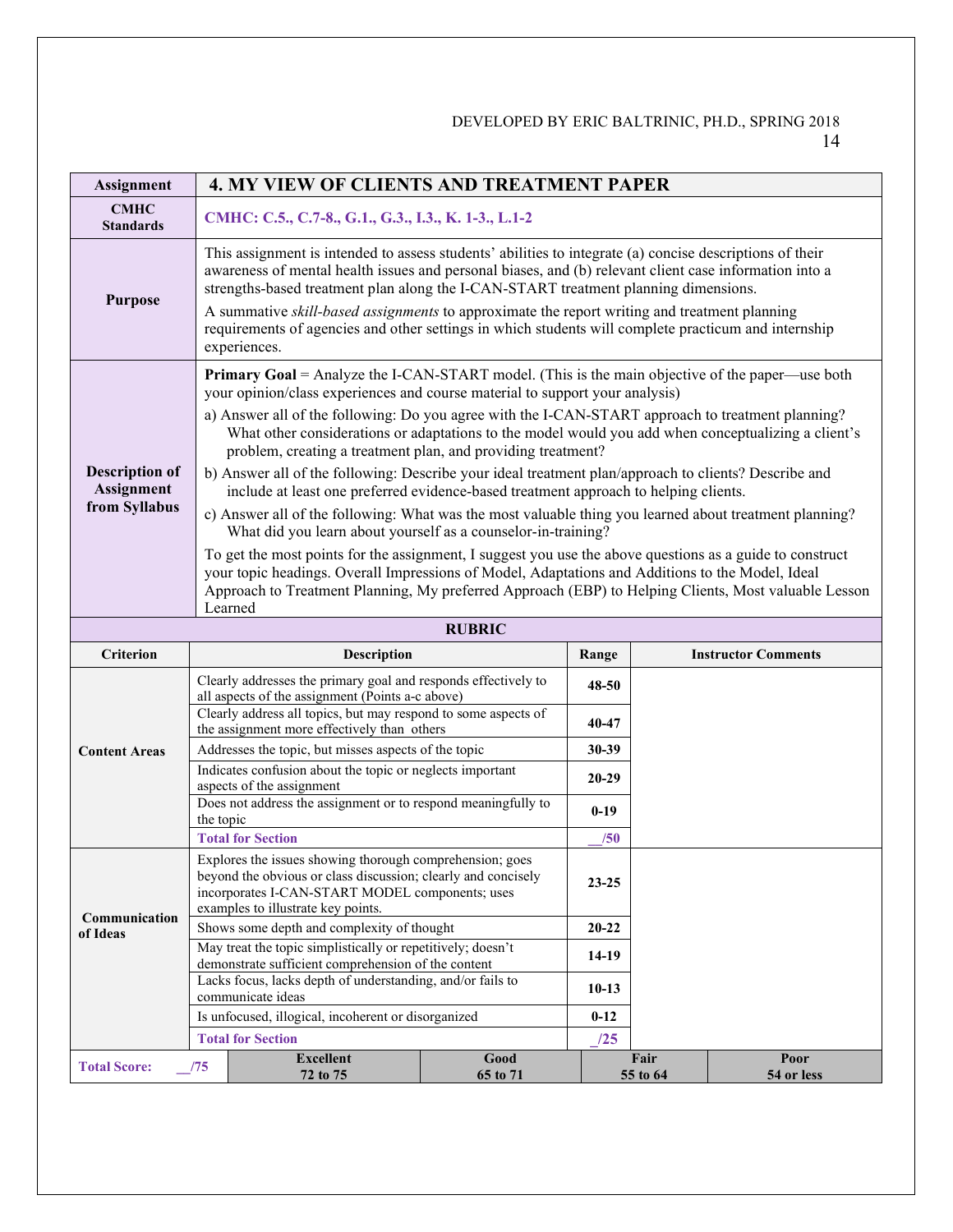| Assignment | 4. MY VIEW OF CLIENTS AND TREATMENT PAPER |
|---|---|
| CMHC Standards | CMHC: C.5., C.7-8., G.1., G.3., I.3., K. 1-3., L.1-2 |
| Purpose | This assignment is intended to assess students' abilities to integrate (a) concise descriptions of their awareness of mental health issues and personal biases, and (b) relevant client case information into a strengths-based treatment plan along the I-CAN-START treatment planning dimensions.<br><br>A summative *skill-based assignments* to approximate the report writing and treatment planning requirements of agencies and other settings in which students will complete practicum and internship experiences. |
| Description of Assignment from Syllabus | **Primary Goal** = Analyze the I-CAN-START model. (This is the main objective of the paper—use both your opinion/class experiences and course material to support your analysis)<br><br>a) Answer all of the following: Do you agree with the I-CAN-START approach to treatment planning? What other considerations or adaptations to the model would you add when conceptualizing a client's problem, creating a treatment plan, and providing treatment?<br><br>b) Answer all of the following: Describe your ideal treatment plan/approach to clients? Describe and include at least one preferred evidence-based treatment approach to helping clients.<br><br>c) Answer all of the following: What was the most valuable thing you learned about treatment planning? What did you learn about yourself as a counselor-in-training?<br><br>To get the most points for the assignment, I suggest you use the above questions as a guide to construct your topic headings. Overall Impressions of Model, Adaptations and Additions to the Model, Ideal Approach to Treatment Planning, My preferred Approach (EBP) to Helping Clients, Most valuable Lesson Learned |

**RUBRIC**

| Criterion | Description | Range | Instructor Comments |
|---|---|---|---|
| Content Areas | Clearly addresses the primary goal and responds effectively to all aspects of the assignment (Points a-c above) | 48-50 | |
| | Clearly address all topics, but may respond to some aspects of the assignment more effectively than others | 40-47 | |
| | Addresses the topic, but misses aspects of the topic | 30-39 | |
| | Indicates confusion about the topic or neglects important aspects of the assignment | 20-29 | |
| | Does not address the assignment or to respond meaningfully to the topic | 0-19 | |
| | **Total for Section** | __/50 | |
| Communication of Ideas | Explores the issues showing thorough comprehension; goes beyond the obvious or class discussion; clearly and concisely incorporates I-CAN-START MODEL components; uses examples to illustrate key points. | 23-25 | |
| | Shows some depth and complexity of thought | 20-22 | |
| | May treat the topic simplistically or repetitively; doesn't demonstrate sufficient comprehension of the content | 14-19 | |
| | Lacks focus, lacks depth of understanding, and/or fails to communicate ideas | 10-13 | |
| | Is unfocused, illogical, incoherent or disorganized | 0-12 | |
| | **Total for Section** | _/25 | |

| Total Score: __/75 | Excellent | Good | Fair | Poor |
|---|---|---|---|---|
| | 72 to 75 | 65 to 71 | 55 to 64 | 54 or less |